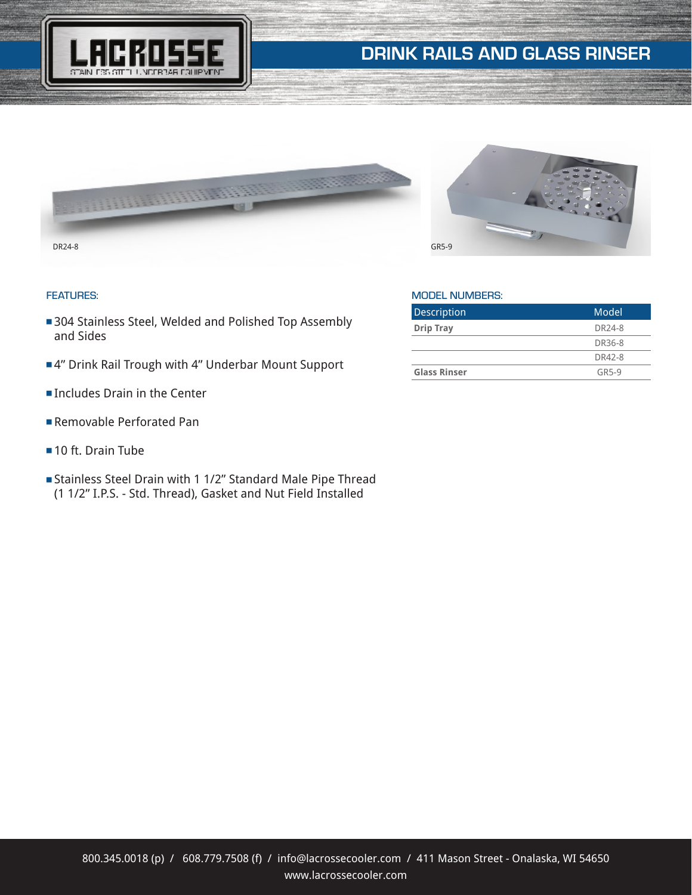# DRINK RAILS AND GLASS RINSER

DR24-8

GR5-9

## FEATURES:

- 304 Stainless Steel, Welded and Polished Top Assembly and Sides
- 4" Drink Rail Trough with 4" Underbar Mount Support
- Includes Drain in the Center
- Removable Perforated Pan
- 10 ft. Drain Tube
- Stainless Steel Drain with 1 1/2" Standard Male Pipe Thread (1 1/2" I.P.S. - Std. Thread), Gasket and Nut Field Installed

## MODEL NUMBERS:

| Description | Model |
|---|---|
| **Drip Tray** | DR24-8 |
| | DR36-8 |
| | DR42-8 |
| **Glass Rinser** | GR5-9 |

800.345.0018 (p) / 608.779.7508 (f) / info@lacrossecooler.com / 411 Mason Street - Onalaska, WI 54650
www.lacrossecooler.com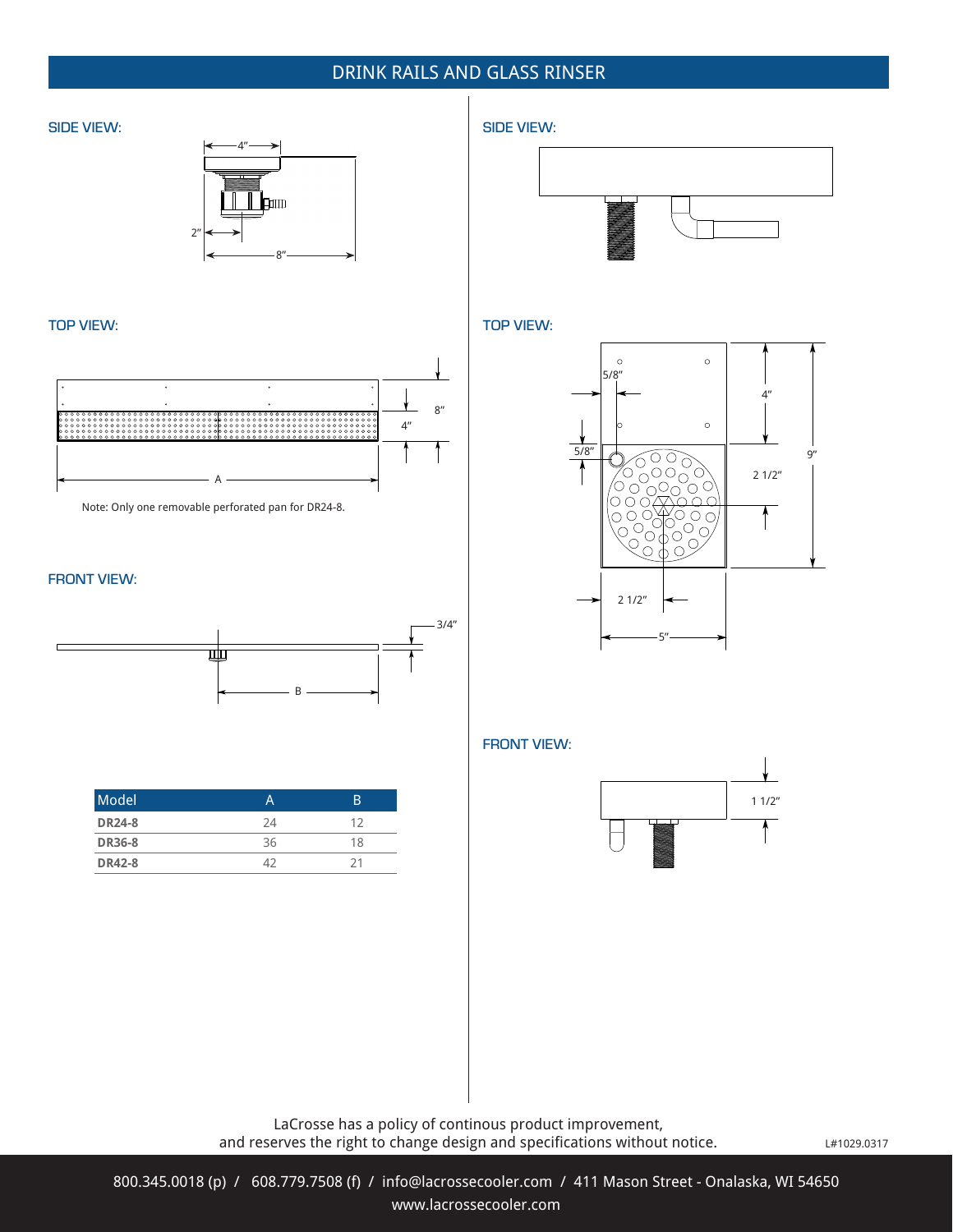# DRINK RAILS AND GLASS RINSER

## SIDE VIEW:

4"

2"

8"

## TOP VIEW:

8"

4"

A

Note: Only one removable perforated pan for DR24-8.

## FRONT VIEW:

3/4"

B

| Model | A | B |
|---|---|---|
| **DR24-8** | 24 | 12 |
| **DR36-8** | 36 | 18 |
| **DR42-8** | 42 | 21 |

## SIDE VIEW:

## TOP VIEW:

5/8"

4"

5/8"

9"

2 1/2"

2 1/2"

5"

## FRONT VIEW:

1 1/2"

LaCrosse has a policy of continous product improvement,
and reserves the right to change design and specifications without notice.

L#1029.0317

800.345.0018 (p) / 608.779.7508 (f) / info@lacrossecooler.com / 411 Mason Street - Onalaska, WI 54650
www.lacrossecooler.com